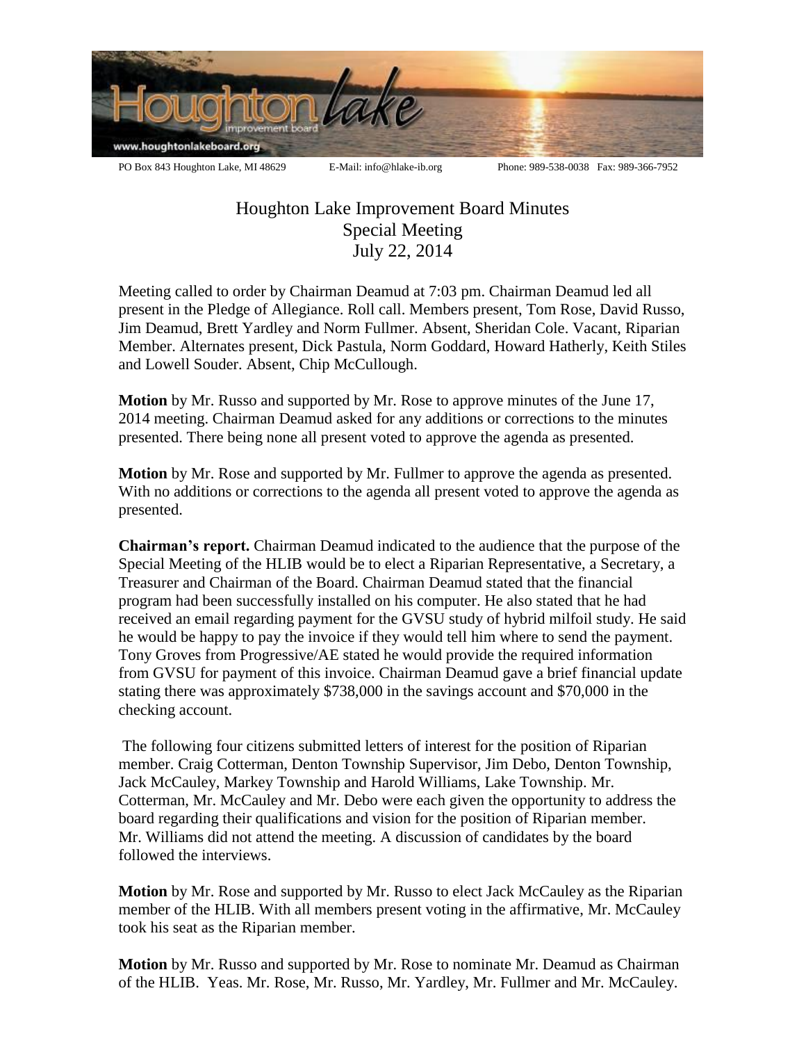PO Box 843 Houghton Lake, MI 48629 E-Mail: info@hlake-ib.org Phone: 989-538-0038 Fax: 989-366-7952

# Houghton Lake Improvement Board Minutes
## Special Meeting
## July 22, 2014

Meeting called to order by Chairman Deamud at 7:03 pm. Chairman Deamud led all present in the Pledge of Allegiance. Roll call. Members present, Tom Rose, David Russo, Jim Deamud, Brett Yardley and Norm Fullmer. Absent, Sheridan Cole. Vacant, Riparian Member. Alternates present, Dick Pastula, Norm Goddard, Howard Hatherly, Keith Stiles and Lowell Souder. Absent, Chip McCullough.

**Motion** by Mr. Russo and supported by Mr. Rose to approve minutes of the June 17, 2014 meeting. Chairman Deamud asked for any additions or corrections to the minutes presented. There being none all present voted to approve the agenda as presented.

**Motion** by Mr. Rose and supported by Mr. Fullmer to approve the agenda as presented. With no additions or corrections to the agenda all present voted to approve the agenda as presented.

**Chairman's report.** Chairman Deamud indicated to the audience that the purpose of the Special Meeting of the HLIB would be to elect a Riparian Representative, a Secretary, a Treasurer and Chairman of the Board. Chairman Deamud stated that the financial program had been successfully installed on his computer. He also stated that he had received an email regarding payment for the GVSU study of hybrid milfoil study. He said he would be happy to pay the invoice if they would tell him where to send the payment. Tony Groves from Progressive/AE stated he would provide the required information from GVSU for payment of this invoice. Chairman Deamud gave a brief financial update stating there was approximately $738,000 in the savings account and $70,000 in the checking account.

The following four citizens submitted letters of interest for the position of Riparian member. Craig Cotterman, Denton Township Supervisor, Jim Debo, Denton Township, Jack McCauley, Markey Township and Harold Williams, Lake Township. Mr. Cotterman, Mr. McCauley and Mr. Debo were each given the opportunity to address the board regarding their qualifications and vision for the position of Riparian member. Mr. Williams did not attend the meeting. A discussion of candidates by the board followed the interviews.

**Motion** by Mr. Rose and supported by Mr. Russo to elect Jack McCauley as the Riparian member of the HLIB. With all members present voting in the affirmative, Mr. McCauley took his seat as the Riparian member.

**Motion** by Mr. Russo and supported by Mr. Rose to nominate Mr. Deamud as Chairman of the HLIB. Yeas. Mr. Rose, Mr. Russo, Mr. Yardley, Mr. Fullmer and Mr. McCauley.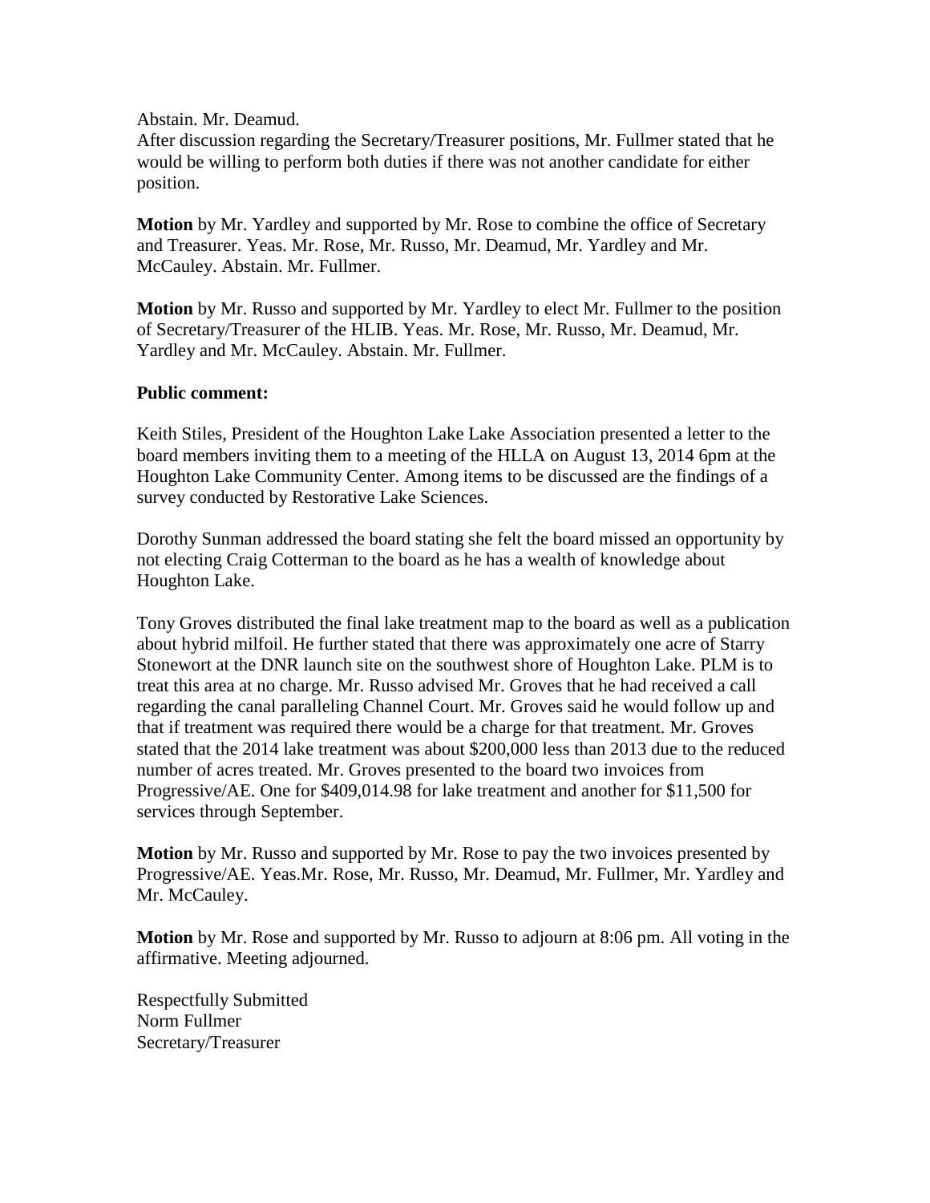Abstain. Mr. Deamud.

After discussion regarding the Secretary/Treasurer positions, Mr. Fullmer stated that he would be willing to perform both duties if there was not another candidate for either position.

**Motion** by Mr. Yardley and supported by Mr. Rose to combine the office of Secretary and Treasurer. Yeas. Mr. Rose, Mr. Russo, Mr. Deamud, Mr. Yardley and Mr. McCauley. Abstain. Mr. Fullmer.

**Motion** by Mr. Russo and supported by Mr. Yardley to elect Mr. Fullmer to the position of Secretary/Treasurer of the HLIB. Yeas. Mr. Rose, Mr. Russo, Mr. Deamud, Mr. Yardley and Mr. McCauley. Abstain. Mr. Fullmer.

**Public comment:**

Keith Stiles, President of the Houghton Lake Lake Association presented a letter to the board members inviting them to a meeting of the HLLA on August 13, 2014 6pm at the Houghton Lake Community Center. Among items to be discussed are the findings of a survey conducted by Restorative Lake Sciences.

Dorothy Sunman addressed the board stating she felt the board missed an opportunity by not electing Craig Cotterman to the board as he has a wealth of knowledge about Houghton Lake.

Tony Groves distributed the final lake treatment map to the board as well as a publication about hybrid milfoil. He further stated that there was approximately one acre of Starry Stonewort at the DNR launch site on the southwest shore of Houghton Lake. PLM is to treat this area at no charge. Mr. Russo advised Mr. Groves that he had received a call regarding the canal paralleling Channel Court. Mr. Groves said he would follow up and that if treatment was required there would be a charge for that treatment. Mr. Groves stated that the 2014 lake treatment was about $200,000 less than 2013 due to the reduced number of acres treated. Mr. Groves presented to the board two invoices from Progressive/AE. One for $409,014.98 for lake treatment and another for $11,500 for services through September.

**Motion** by Mr. Russo and supported by Mr. Rose to pay the two invoices presented by Progressive/AE. Yeas.Mr. Rose, Mr. Russo, Mr. Deamud, Mr. Fullmer, Mr. Yardley and Mr. McCauley.

**Motion** by Mr. Rose and supported by Mr. Russo to adjourn at 8:06 pm. All voting in the affirmative. Meeting adjourned.

Respectfully Submitted
Norm Fullmer
Secretary/Treasurer